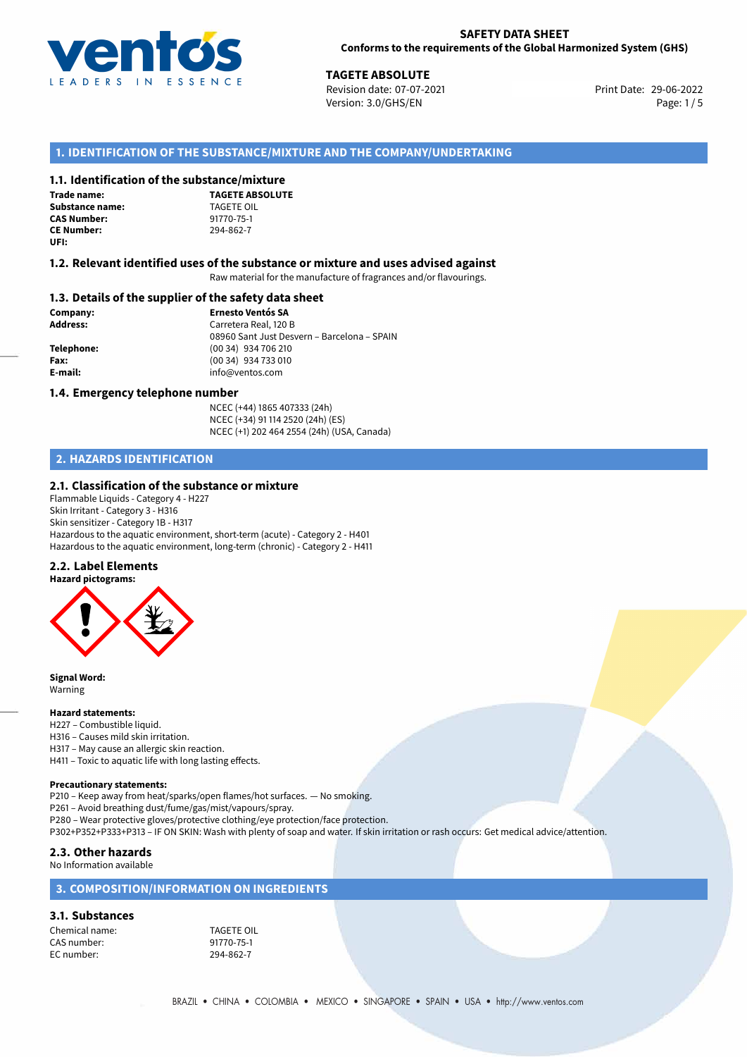**SAFETY DATA SHEET**
**Conforms to the requirements of the Global Harmonized System (GHS)**

**TAGETE ABSOLUTE**
Revision date: 07-07-2021
Version: 3.0/GHS/EN

Print Date: 29-06-2022

## 1. IDENTIFICATION OF THE SUBSTANCE/MIXTURE AND THE COMPANY/UNDERTAKING

### 1.1. Identification of the substance/mixture

| | |
|---|---|
| **Trade name:** | **TAGETE ABSOLUTE** |
| **Substance name:** | TAGETE OIL |
| **CAS Number:** | 91770-75-1 |
| **CE Number:** | 294-862-7 |
| **UFI:** | |

### 1.2. Relevant identified uses of the substance or mixture and uses advised against

Raw material for the manufacture of fragrances and/or flavourings.

### 1.3. Details of the supplier of the safety data sheet

| | |
|---|---|
| **Company:** | **Ernesto Ventós SA** |
| **Address:** | Carretera Real, 120 B<br>08960 Sant Just Desvern – Barcelona – SPAIN |
| **Telephone:** | (00 34) 934 706 210 |
| **Fax:** | (00 34) 934 733 010 |
| **E-mail:** | info@ventos.com |

### 1.4. Emergency telephone number

NCEC (+44) 1865 407333 (24h)
NCEC (+34) 91 114 2520 (24h) (ES)
NCEC (+1) 202 464 2554 (24h) (USA, Canada)

## 2. HAZARDS IDENTIFICATION

### 2.1. Classification of the substance or mixture

Flammable Liquids - Category 4 - H227
Skin Irritant - Category 3 - H316
Skin sensitizer - Category 1B - H317
Hazardous to the aquatic environment, short-term (acute) - Category 2 - H401
Hazardous to the aquatic environment, long-term (chronic) - Category 2 - H411

### 2.2. Label Elements

**Hazard pictograms:**

**Signal Word:**
Warning

**Hazard statements:**
H227 – Combustible liquid.
H316 – Causes mild skin irritation.
H317 – May cause an allergic skin reaction.
H411 – Toxic to aquatic life with long lasting effects.

**Precautionary statements:**
P210 – Keep away from heat/sparks/open flames/hot surfaces. — No smoking.
P261 – Avoid breathing dust/fume/gas/mist/vapours/spray.
P280 – Wear protective gloves/protective clothing/eye protection/face protection.
P302+P352+P333+P313 – IF ON SKIN: Wash with plenty of soap and water. If skin irritation or rash occurs: Get medical advice/attention.

### 2.3. Other hazards

No Information available

## 3. COMPOSITION/INFORMATION ON INGREDIENTS

### 3.1. Substances

| | |
|---|---|
| Chemical name: | TAGETE OIL |
| CAS number: | 91770-75-1 |
| EC number: | 294-862-7 |

BRAZIL • CHINA • COLOMBIA • MEXICO • SINGAPORE • SPAIN • USA • http://www.ventos.com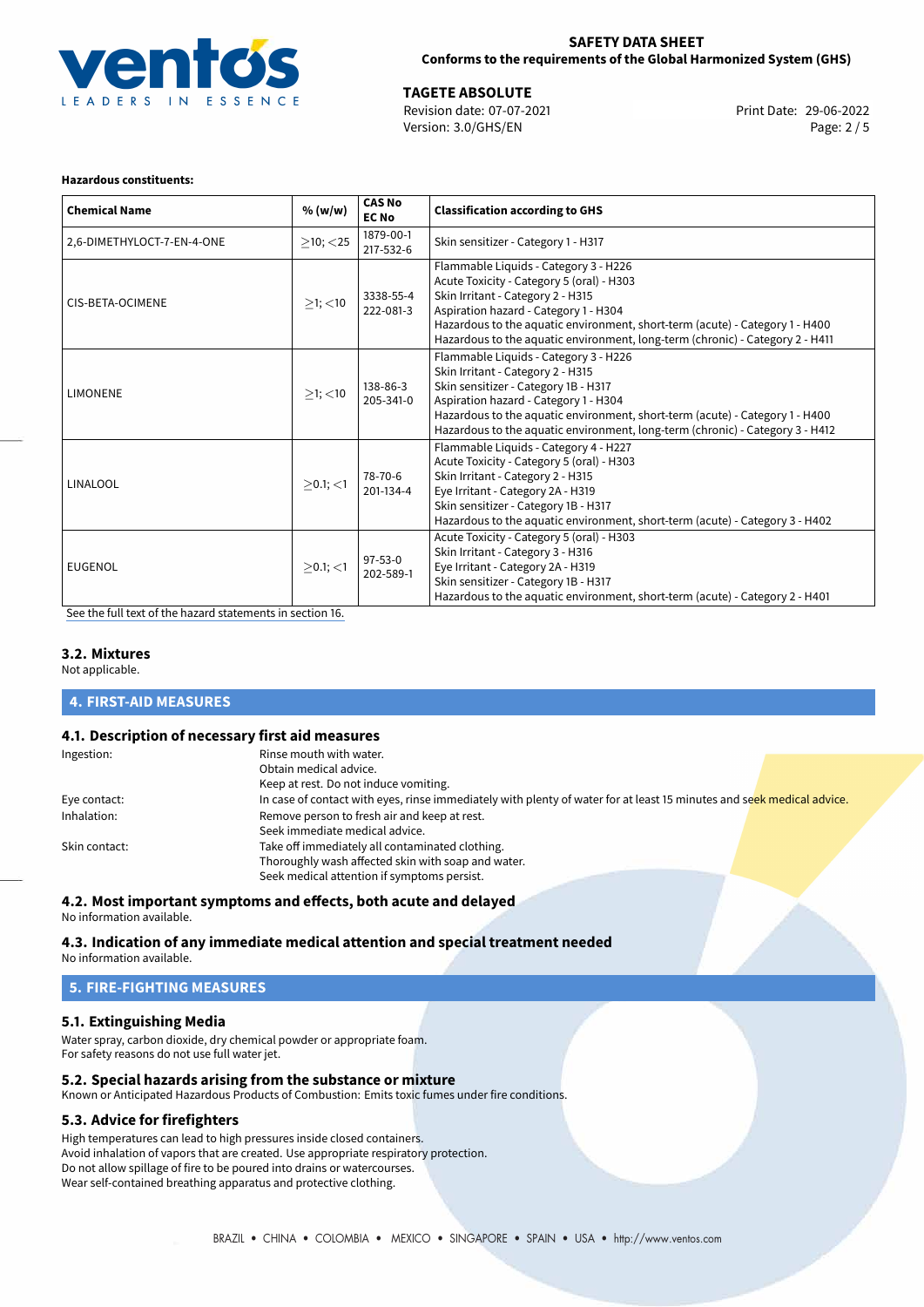**Hazardous constituents:**

| Chemical Name | % (w/w) | CAS No EC No | Classification according to GHS |
|---|---|---|---|
| 2,6-DIMETHYLOCT-7-EN-4-ONE | ≥10; <25 | 1879-00-1 217-532-6 | Skin sensitizer - Category 1 - H317 |
| CIS-BETA-OCIMENE | ≥1; <10 | 3338-55-4 222-081-3 | Flammable Liquids - Category 3 - H226<br>Acute Toxicity - Category 5 (oral) - H303<br>Skin Irritant - Category 2 - H315<br>Aspiration hazard - Category 1 - H304<br>Hazardous to the aquatic environment, short-term (acute) - Category 1 - H400<br>Hazardous to the aquatic environment, long-term (chronic) - Category 2 - H411 |
| LIMONENE | ≥1; <10 | 138-86-3 205-341-0 | Flammable Liquids - Category 3 - H226<br>Skin Irritant - Category 2 - H315<br>Skin sensitizer - Category 1B - H317<br>Aspiration hazard - Category 1 - H304<br>Hazardous to the aquatic environment, short-term (acute) - Category 1 - H400<br>Hazardous to the aquatic environment, long-term (chronic) - Category 3 - H412 |
| LINALOOL | ≥0.1; <1 | 78-70-6 201-134-4 | Flammable Liquids - Category 4 - H227<br>Acute Toxicity - Category 5 (oral) - H303<br>Skin Irritant - Category 2 - H315<br>Eye Irritant - Category 2A - H319<br>Skin sensitizer - Category 1B - H317<br>Hazardous to the aquatic environment, short-term (acute) - Category 3 - H402 |
| EUGENOL | ≥0.1; <1 | 97-53-0 202-589-1 | Acute Toxicity - Category 5 (oral) - H303<br>Skin Irritant - Category 3 - H316<br>Eye Irritant - Category 2A - H319<br>Skin sensitizer - Category 1B - H317<br>Hazardous to the aquatic environment, short-term (acute) - Category 2 - H401 |

See the full text of the hazard statements in section 16.

### 3.2. Mixtures

Not applicable.

## 4. FIRST-AID MEASURES

### 4.1. Description of necessary first aid measures

Ingestion: Rinse mouth with water.
Obtain medical advice.
Keep at rest. Do not induce vomiting.

Eye contact: In case of contact with eyes, rinse immediately with plenty of water for at least 15 minutes and seek medical advice.

Inhalation: Remove person to fresh air and keep at rest.
Seek immediate medical advice.

Skin contact: Take off immediately all contaminated clothing.
Thoroughly wash affected skin with soap and water.
Seek medical attention if symptoms persist.

### 4.2. Most important symptoms and effects, both acute and delayed

No information available.

### 4.3. Indication of any immediate medical attention and special treatment needed

No information available.

## 5. FIRE-FIGHTING MEASURES

### 5.1. Extinguishing Media

Water spray, carbon dioxide, dry chemical powder or appropriate foam.
For safety reasons do not use full water jet.

### 5.2. Special hazards arising from the substance or mixture

Known or Anticipated Hazardous Products of Combustion: Emits toxic fumes under fire conditions.

### 5.3. Advice for firefighters

High temperatures can lead to high pressures inside closed containers.
Avoid inhalation of vapors that are created. Use appropriate respiratory protection.
Do not allow spillage of fire to be poured into drains or watercourses.
Wear self-contained breathing apparatus and protective clothing.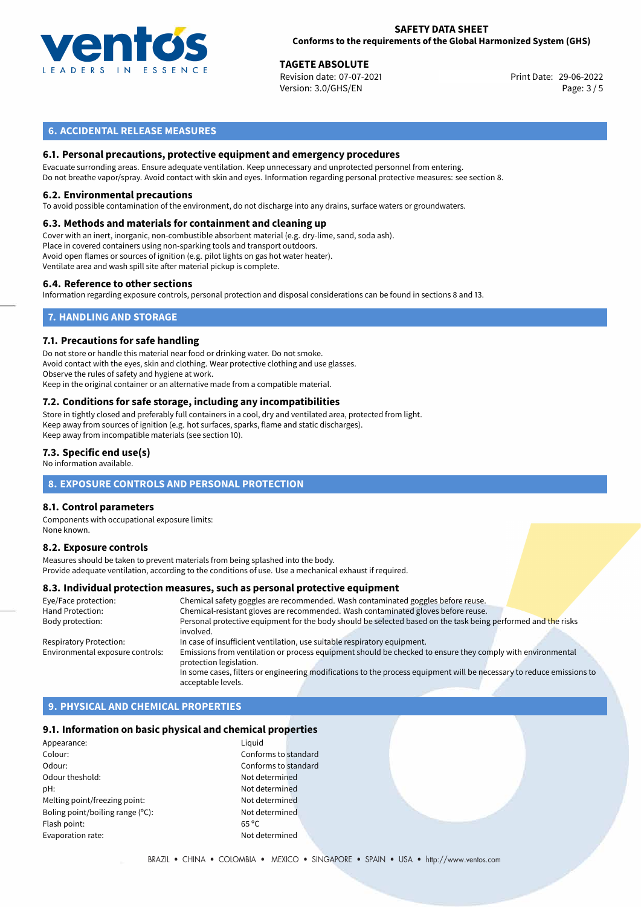## 6. ACCIDENTAL RELEASE MEASURES

### 6.1. Personal precautions, protective equipment and emergency procedures

Evacuate surronding areas. Ensure adequate ventilation. Keep unnecessary and unprotected personnel from entering.
Do not breathe vapor/spray. Avoid contact with skin and eyes. Information regarding personal protective measures: see section 8.

### 6.2. Environmental precautions

To avoid possible contamination of the environment, do not discharge into any drains, surface waters or groundwaters.

### 6.3. Methods and materials for containment and cleaning up

Cover with an inert, inorganic, non-combustible absorbent material (e.g. dry-lime, sand, soda ash).
Place in covered containers using non-sparking tools and transport outdoors.
Avoid open flames or sources of ignition (e.g. pilot lights on gas hot water heater).
Ventilate area and wash spill site after material pickup is complete.

### 6.4. Reference to other sections

Information regarding exposure controls, personal protection and disposal considerations can be found in sections 8 and 13.

## 7. HANDLING AND STORAGE

### 7.1. Precautions for safe handling

Do not store or handle this material near food or drinking water. Do not smoke.
Avoid contact with the eyes, skin and clothing. Wear protective clothing and use glasses.
Observe the rules of safety and hygiene at work.
Keep in the original container or an alternative made from a compatible material.

### 7.2. Conditions for safe storage, including any incompatibilities

Store in tightly closed and preferably full containers in a cool, dry and ventilated area, protected from light.
Keep away from sources of ignition (e.g. hot surfaces, sparks, flame and static discharges).
Keep away from incompatible materials (see section 10).

### 7.3. Specific end use(s)

No information available.

## 8. EXPOSURE CONTROLS AND PERSONAL PROTECTION

### 8.1. Control parameters

Components with occupational exposure limits:
None known.

### 8.2. Exposure controls

Measures should be taken to prevent materials from being splashed into the body.
Provide adequate ventilation, according to the conditions of use. Use a mechanical exhaust if required.

### 8.3. Individual protection measures, such as personal protective equipment

| | |
|---|---|
| Eye/Face protection: | Chemical safety goggles are recommended. Wash contaminated goggles before reuse. |
| Hand Protection: | Chemical-resistant gloves are recommended. Wash contaminated gloves before reuse. |
| Body protection: | Personal protective equipment for the body should be selected based on the task being performed and the risks involved. |
| Respiratory Protection: | In case of insufficient ventilation, use suitable respiratory equipment. |
| Environmental exposure controls: | Emissions from ventilation or process equipment should be checked to ensure they comply with environmental protection legislation. In some cases, filters or engineering modifications to the process equipment will be necessary to reduce emissions to acceptable levels. |

## 9. PHYSICAL AND CHEMICAL PROPERTIES

### 9.1. Information on basic physical and chemical properties

| | |
|---|---|
| Appearance: | Liquid |
| Colour: | Conforms to standard |
| Odour: | Conforms to standard |
| Odour theshold: | Not determined |
| pH: | Not determined |
| Melting point/freezing point: | Not determined |
| Boling point/boiling range (°C): | Not determined |
| Flash point: | 65 °C |
| Evaporation rate: | Not determined |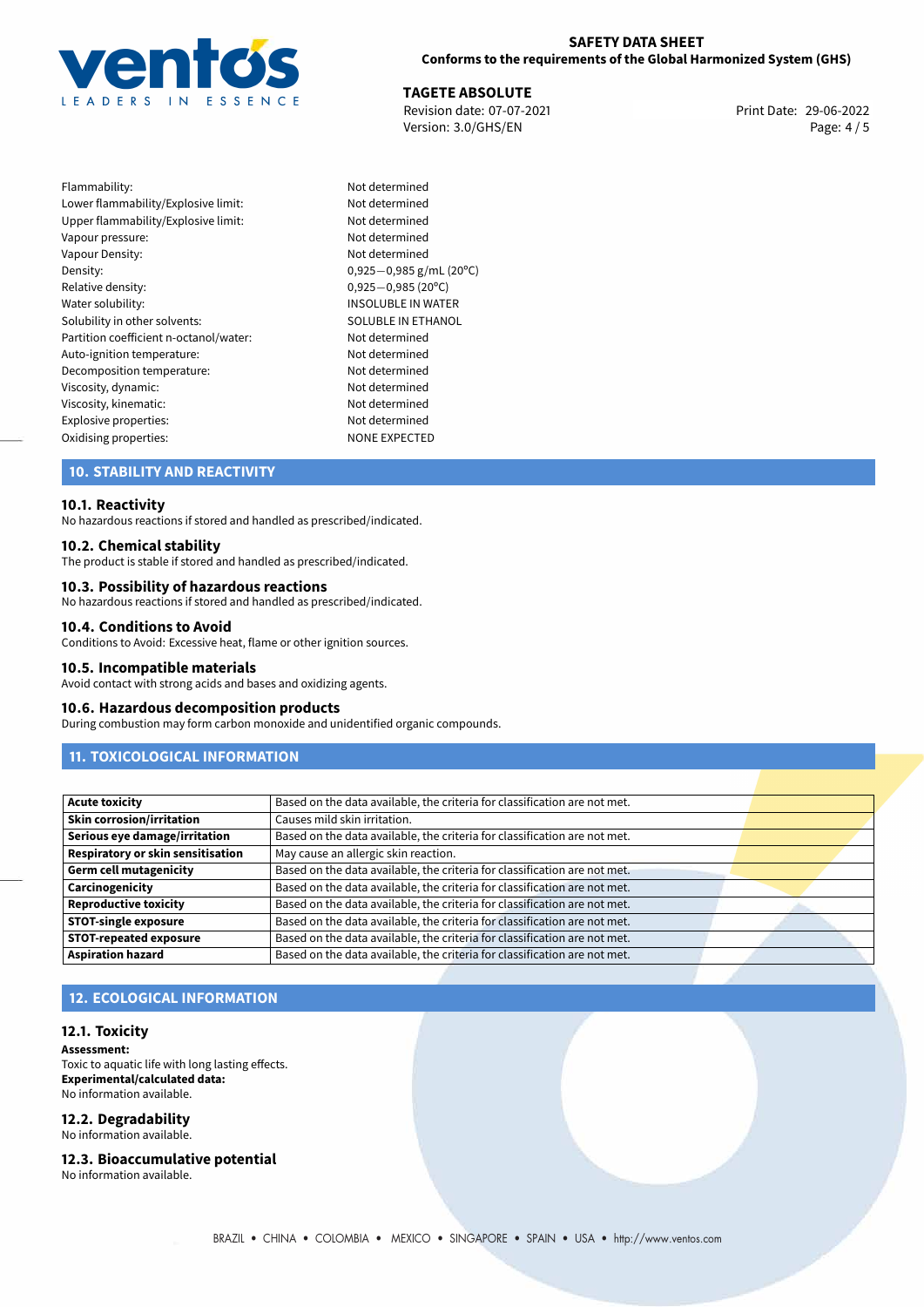| | |
|---|---|
| Flammability: | Not determined |
| Lower flammability/Explosive limit: | Not determined |
| Upper flammability/Explosive limit: | Not determined |
| Vapour pressure: | Not determined |
| Vapour Density: | Not determined |
| Density: | 0,925−0,985 g/mL (20°C) |
| Relative density: | 0,925−0,985 (20°C) |
| Water solubility: | INSOLUBLE IN WATER |
| Solubility in other solvents: | SOLUBLE IN ETHANOL |
| Partition coefficient n-octanol/water: | Not determined |
| Auto-ignition temperature: | Not determined |
| Decomposition temperature: | Not determined |
| Viscosity, dynamic: | Not determined |
| Viscosity, kinematic: | Not determined |
| Explosive properties: | Not determined |
| Oxidising properties: | NONE EXPECTED |

## 10. STABILITY AND REACTIVITY

### 10.1. Reactivity
No hazardous reactions if stored and handled as prescribed/indicated.

### 10.2. Chemical stability
The product is stable if stored and handled as prescribed/indicated.

### 10.3. Possibility of hazardous reactions
No hazardous reactions if stored and handled as prescribed/indicated.

### 10.4. Conditions to Avoid
Conditions to Avoid: Excessive heat, flame or other ignition sources.

### 10.5. Incompatible materials
Avoid contact with strong acids and bases and oxidizing agents.

### 10.6. Hazardous decomposition products
During combustion may form carbon monoxide and unidentified organic compounds.

## 11. TOXICOLOGICAL INFORMATION

| | |
|---|---|
| **Acute toxicity** | Based on the data available, the criteria for classification are not met. |
| **Skin corrosion/irritation** | Causes mild skin irritation. |
| **Serious eye damage/irritation** | Based on the data available, the criteria for classification are not met. |
| **Respiratory or skin sensitisation** | May cause an allergic skin reaction. |
| **Germ cell mutagenicity** | Based on the data available, the criteria for classification are not met. |
| **Carcinogenicity** | Based on the data available, the criteria for classification are not met. |
| **Reproductive toxicity** | Based on the data available, the criteria for classification are not met. |
| **STOT-single exposure** | Based on the data available, the criteria for classification are not met. |
| **STOT-repeated exposure** | Based on the data available, the criteria for classification are not met. |
| **Aspiration hazard** | Based on the data available, the criteria for classification are not met. |

## 12. ECOLOGICAL INFORMATION

### 12.1. Toxicity
**Assessment:**
Toxic to aquatic life with long lasting effects.
**Experimental/calculated data:**
No information available.

### 12.2. Degradability
No information available.

### 12.3. Bioaccumulative potential
No information available.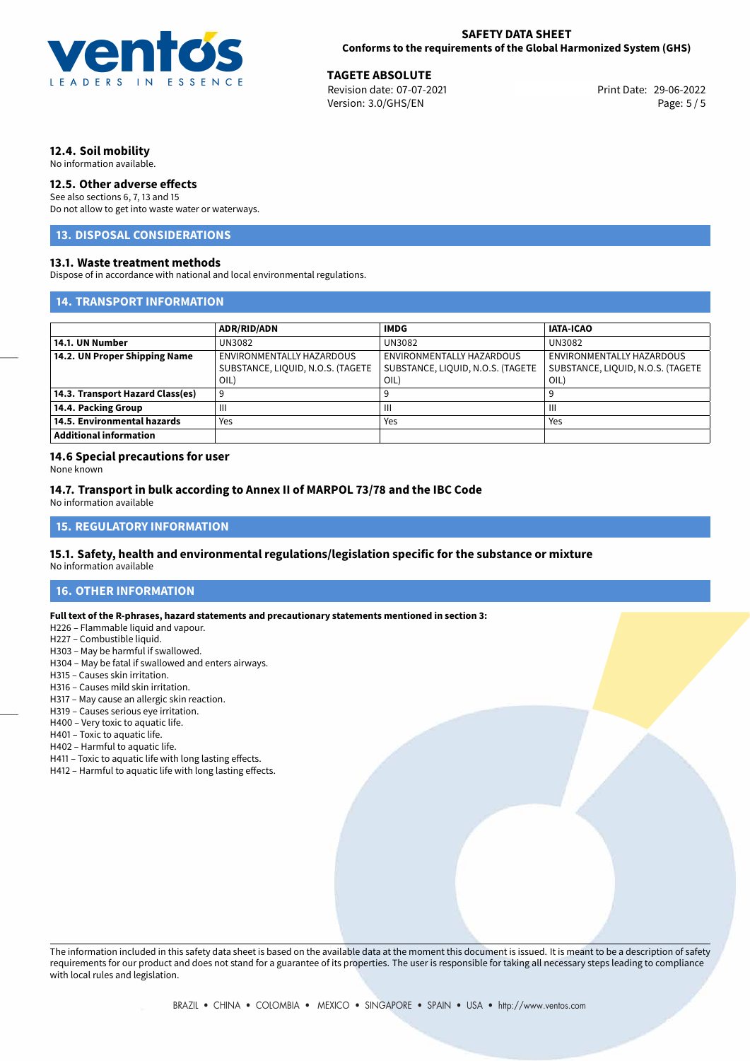### 12.4. Soil mobility

No information available.

### 12.5. Other adverse effects

See also sections 6, 7, 13 and 15

Do not allow to get into waste water or waterways.

## 13. DISPOSAL CONSIDERATIONS

### 13.1. Waste treatment methods

Dispose of in accordance with national and local environmental regulations.

## 14. TRANSPORT INFORMATION

| | ADR/RID/ADN | IMDG | IATA-ICAO |
|---|---|---|---|
| **14.1. UN Number** | UN3082 | UN3082 | UN3082 |
| **14.2. UN Proper Shipping Name** | ENVIRONMENTALLY HAZARDOUS SUBSTANCE, LIQUID, N.O.S. (TAGETE OIL) | ENVIRONMENTALLY HAZARDOUS SUBSTANCE, LIQUID, N.O.S. (TAGETE OIL) | ENVIRONMENTALLY HAZARDOUS SUBSTANCE, LIQUID, N.O.S. (TAGETE OIL) |
| **14.3. Transport Hazard Class(es)** | 9 | 9 | 9 |
| **14.4. Packing Group** | III | III | III |
| **14.5. Environmental hazards** | Yes | Yes | Yes |
| **Additional information** | | | |

### 14.6 Special precautions for user

None known

### 14.7. Transport in bulk according to Annex II of MARPOL 73/78 and the IBC Code

No information available

## 15. REGULATORY INFORMATION

### 15.1. Safety, health and environmental regulations/legislation specific for the substance or mixture

No information available

## 16. OTHER INFORMATION

**Full text of the R-phrases, hazard statements and precautionary statements mentioned in section 3:**

H226 – Flammable liquid and vapour.
H227 – Combustible liquid.
H303 – May be harmful if swallowed.
H304 – May be fatal if swallowed and enters airways.
H315 – Causes skin irritation.
H316 – Causes mild skin irritation.
H317 – May cause an allergic skin reaction.
H319 – Causes serious eye irritation.
H400 – Very toxic to aquatic life.
H401 – Toxic to aquatic life.
H402 – Harmful to aquatic life.
H411 – Toxic to aquatic life with long lasting effects.
H412 – Harmful to aquatic life with long lasting effects.

The information included in this safety data sheet is based on the available data at the moment this document is issued. It is meant to be a description of safety requirements for our product and does not stand for a guarantee of its properties. The user is responsible for taking all necessary steps leading to compliance with local rules and legislation.